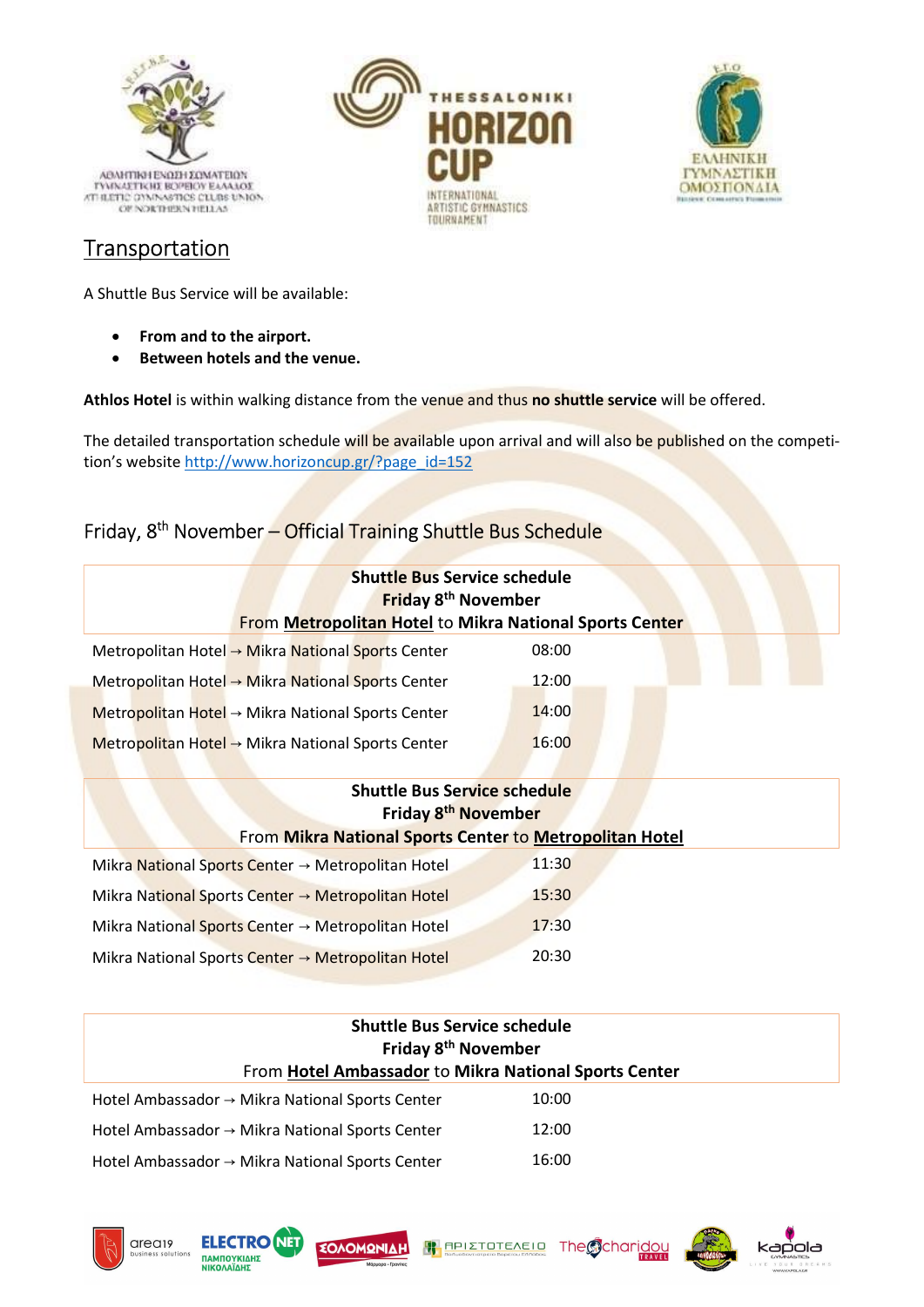## Transportation

A Shuttle Bus Service will be available:

- **From and to the airport.**
- **Between hotels and the venue.**

**Athlos Hotel** is within walking distance from the venue and thus **no shuttle service** will be offered.

The detailed transportation schedule will be available upon arrival and will also be published on the competition's website http://www.horizoncup.gr/?page_id=152

### Friday, 8th November – Official Training Shuttle Bus Schedule

| **Shuttle Bus Service schedule Friday 8th November From Metropolitan Hotel to Mikra National Sports Center** | |
|---|---|
| Metropolitan Hotel → Mikra National Sports Center | 08:00 |
| Metropolitan Hotel → Mikra National Sports Center | 12:00 |
| Metropolitan Hotel → Mikra National Sports Center | 14:00 |
| Metropolitan Hotel → Mikra National Sports Center | 16:00 |

| **Shuttle Bus Service schedule Friday 8th November From Mikra National Sports Center to Metropolitan Hotel** | |
|---|---|
| Mikra National Sports Center → Metropolitan Hotel | 11:30 |
| Mikra National Sports Center → Metropolitan Hotel | 15:30 |
| Mikra National Sports Center → Metropolitan Hotel | 17:30 |
| Mikra National Sports Center → Metropolitan Hotel | 20:30 |

| **Shuttle Bus Service schedule Friday 8th November From Hotel Ambassador to Mikra National Sports Center** | |
|---|---|
| Hotel Ambassador → Mikra National Sports Center | 10:00 |
| Hotel Ambassador → Mikra National Sports Center | 12:00 |
| Hotel Ambassador → Mikra National Sports Center | 16:00 |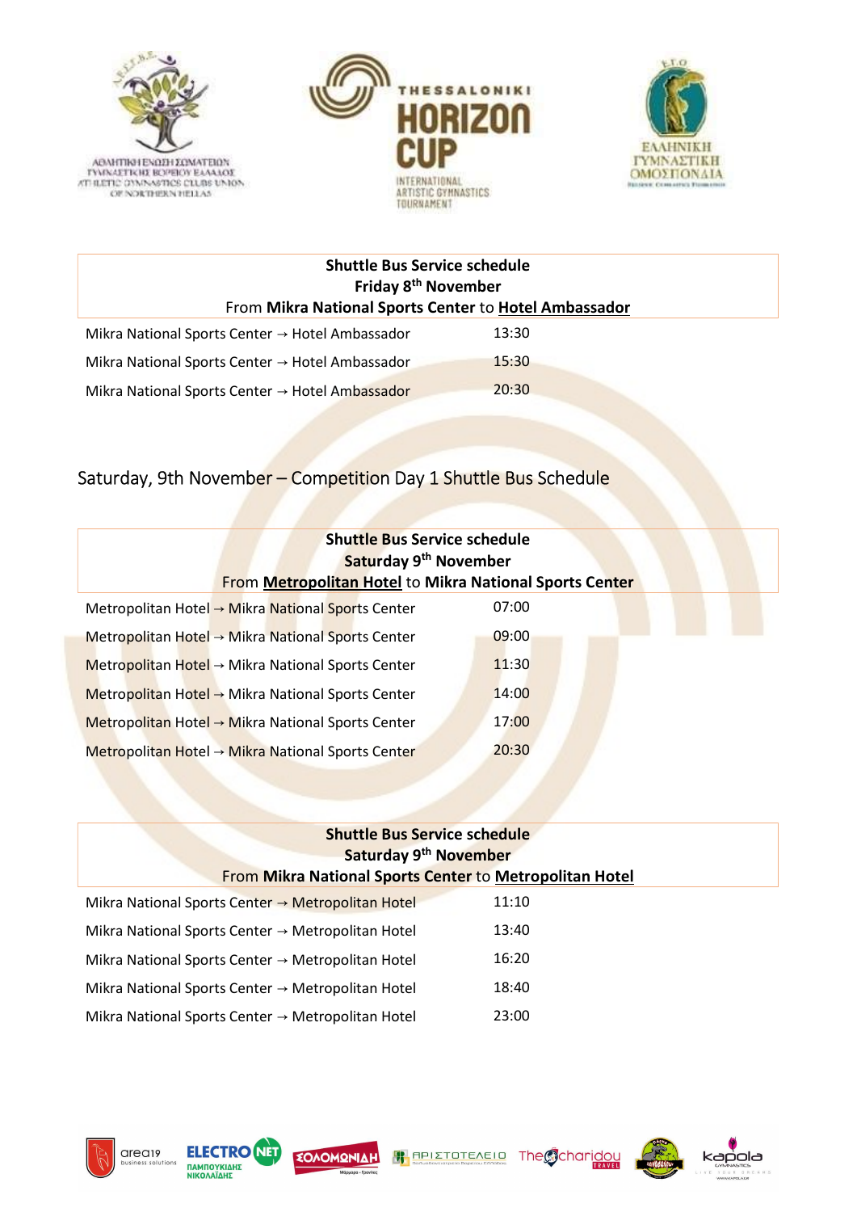| Shuttle Bus Service schedule<br>Friday 8th November<br>From **Mikra National Sports Center** to **Hotel Ambassador** | |
|---|---|
| Mikra National Sports Center → Hotel Ambassador | 13:30 |
| Mikra National Sports Center → Hotel Ambassador | 15:30 |
| Mikra National Sports Center → Hotel Ambassador | 20:30 |

## Saturday, 9th November – Competition Day 1 Shuttle Bus Schedule

| Shuttle Bus Service schedule<br>Saturday 9th November<br>From **Metropolitan Hotel** to **Mikra National Sports Center** | |
|---|---|
| Metropolitan Hotel → Mikra National Sports Center | 07:00 |
| Metropolitan Hotel → Mikra National Sports Center | 09:00 |
| Metropolitan Hotel → Mikra National Sports Center | 11:30 |
| Metropolitan Hotel → Mikra National Sports Center | 14:00 |
| Metropolitan Hotel → Mikra National Sports Center | 17:00 |
| Metropolitan Hotel → Mikra National Sports Center | 20:30 |

| Shuttle Bus Service schedule<br>Saturday 9th November<br>From **Mikra National Sports Center** to **Metropolitan Hotel** | |
|---|---|
| Mikra National Sports Center → Metropolitan Hotel | 11:10 |
| Mikra National Sports Center → Metropolitan Hotel | 13:40 |
| Mikra National Sports Center → Metropolitan Hotel | 16:20 |
| Mikra National Sports Center → Metropolitan Hotel | 18:40 |
| Mikra National Sports Center → Metropolitan Hotel | 23:00 |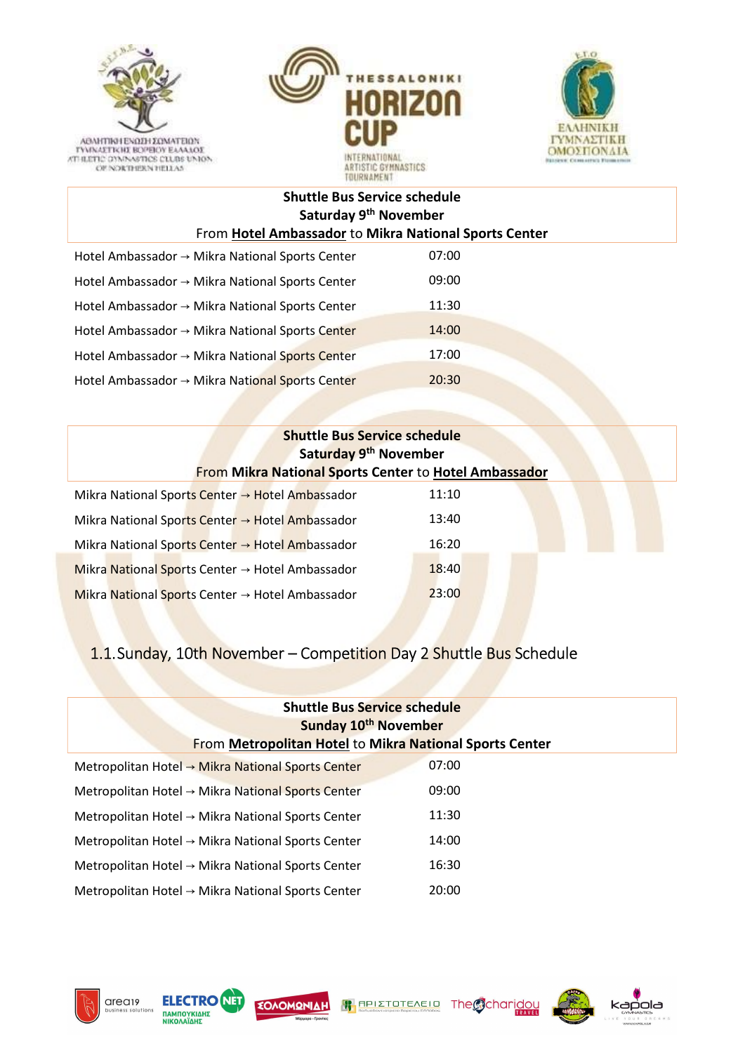| Shuttle Bus Service schedule<br>Saturday 9th November<br>From **Hotel Ambassador** to **Mikra National Sports Center** | |
|---|---|
| Hotel Ambassador → Mikra National Sports Center | 07:00 |
| Hotel Ambassador → Mikra National Sports Center | 09:00 |
| Hotel Ambassador → Mikra National Sports Center | 11:30 |
| Hotel Ambassador → Mikra National Sports Center | 14:00 |
| Hotel Ambassador → Mikra National Sports Center | 17:00 |
| Hotel Ambassador → Mikra National Sports Center | 20:30 |

| Shuttle Bus Service schedule<br>Saturday 9th November<br>From **Mikra National Sports Center** to **Hotel Ambassador** | |
|---|---|
| Mikra National Sports Center → Hotel Ambassador | 11:10 |
| Mikra National Sports Center → Hotel Ambassador | 13:40 |
| Mikra National Sports Center → Hotel Ambassador | 16:20 |
| Mikra National Sports Center → Hotel Ambassador | 18:40 |
| Mikra National Sports Center → Hotel Ambassador | 23:00 |

## 1.1. Sunday, 10th November – Competition Day 2 Shuttle Bus Schedule

| Shuttle Bus Service schedule<br>Sunday 10th November<br>From **Metropolitan Hotel** to **Mikra National Sports Center** | |
|---|---|
| Metropolitan Hotel → Mikra National Sports Center | 07:00 |
| Metropolitan Hotel → Mikra National Sports Center | 09:00 |
| Metropolitan Hotel → Mikra National Sports Center | 11:30 |
| Metropolitan Hotel → Mikra National Sports Center | 14:00 |
| Metropolitan Hotel → Mikra National Sports Center | 16:30 |
| Metropolitan Hotel → Mikra National Sports Center | 20:00 |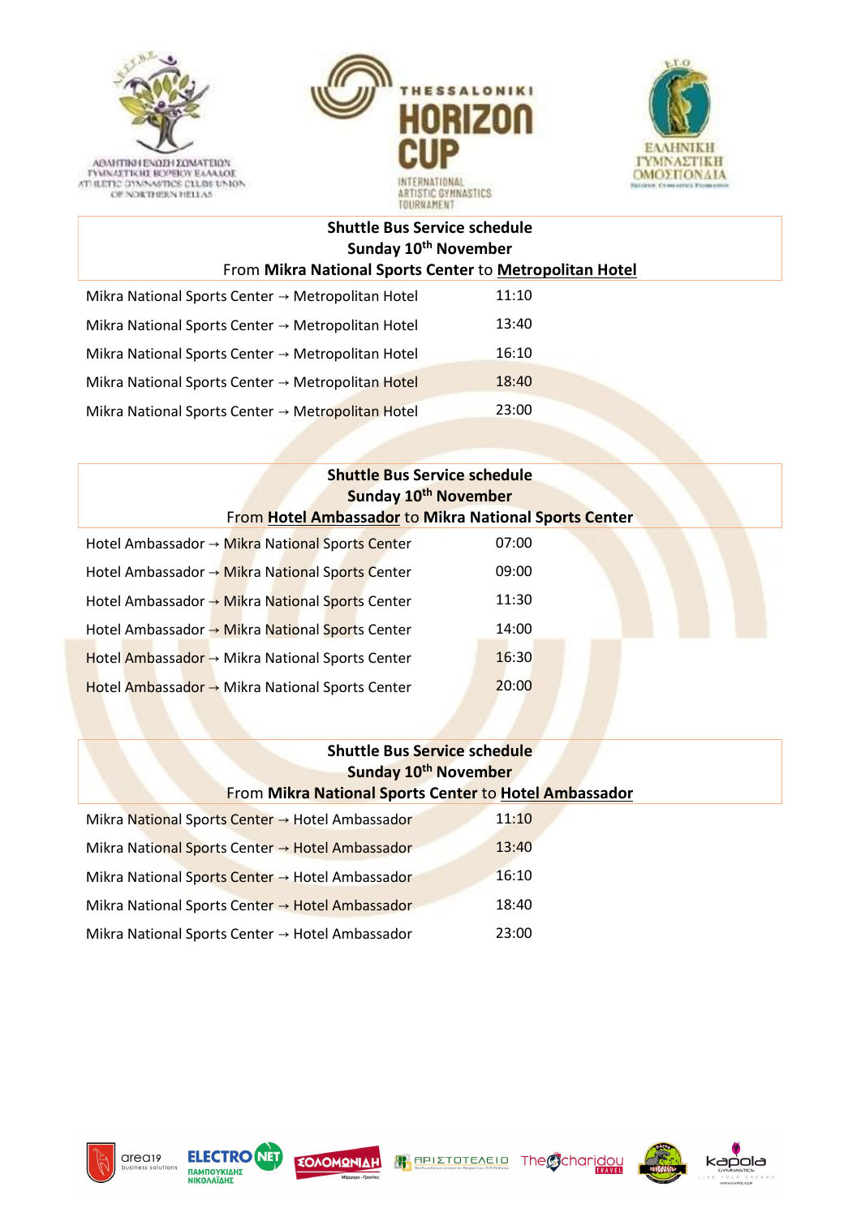**Shuttle Bus Service schedule**
**Sunday 10th November**
From **Mikra National Sports Center** to **Metropolitan Hotel**

| | |
|---|---|
| Mikra National Sports Center → Metropolitan Hotel | 11:10 |
| Mikra National Sports Center → Metropolitan Hotel | 13:40 |
| Mikra National Sports Center → Metropolitan Hotel | 16:10 |
| Mikra National Sports Center → Metropolitan Hotel | 18:40 |
| Mikra National Sports Center → Metropolitan Hotel | 23:00 |

**Shuttle Bus Service schedule**
**Sunday 10th November**
From **Hotel Ambassador** to **Mikra National Sports Center**

| | |
|---|---|
| Hotel Ambassador → Mikra National Sports Center | 07:00 |
| Hotel Ambassador → Mikra National Sports Center | 09:00 |
| Hotel Ambassador → Mikra National Sports Center | 11:30 |
| Hotel Ambassador → Mikra National Sports Center | 14:00 |
| Hotel Ambassador → Mikra National Sports Center | 16:30 |
| Hotel Ambassador → Mikra National Sports Center | 20:00 |

**Shuttle Bus Service schedule**
**Sunday 10th November**
From **Mikra National Sports Center** to **Hotel Ambassador**

| | |
|---|---|
| Mikra National Sports Center → Hotel Ambassador | 11:10 |
| Mikra National Sports Center → Hotel Ambassador | 13:40 |
| Mikra National Sports Center → Hotel Ambassador | 16:10 |
| Mikra National Sports Center → Hotel Ambassador | 18:40 |
| Mikra National Sports Center → Hotel Ambassador | 23:00 |